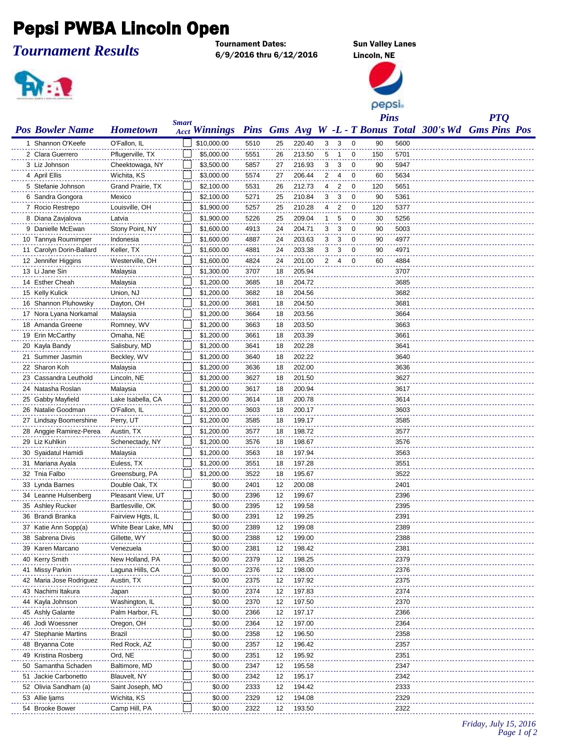# Pepsi PWBA Lincoln Open

## *Tournament Results*

**Tournament Dates:**
**6/9/2016 thru 6/12/2016**

**Sun Valley Lanes**
**Lincoln, NE**

| Pos | Bowler Name | Hometown | Smart Acct | Winnings | Pins | Gms | Avg | W | L | T | Bonus Pins | Total | 300's | Wd | PTQ Gms | PTQ Pins | PTQ Pos |
|---|---|---|---|---|---|---|---|---|---|---|---|---|---|---|---|---|---|
| 1 | Shannon O'Keefe | O'Fallon, IL | | $10,000.00 | 5510 | 25 | 220.40 | 3 | 3 | 0 | 90 | 5600 | | | | | |
| 2 | Clara Guerrero | Pflugerville, TX | | $5,000.00 | 5551 | 26 | 213.50 | 5 | 1 | 0 | 150 | 5701 | | | | | |
| 3 | Liz Johnson | Cheektowaga, NY | | $3,500.00 | 5857 | 27 | 216.93 | 3 | 3 | 0 | 90 | 5947 | | | | | |
| 4 | April Ellis | Wichita, KS | | $3,000.00 | 5574 | 27 | 206.44 | 2 | 4 | 0 | 60 | 5634 | | | | | |
| 5 | Stefanie Johnson | Grand Prairie, TX | | $2,100.00 | 5531 | 26 | 212.73 | 4 | 2 | 0 | 120 | 5651 | | | | | |
| 6 | Sandra Gongora | Mexico | | $2,100.00 | 5271 | 25 | 210.84 | 3 | 3 | 0 | 90 | 5361 | | | | | |
| 7 | Rocio Restrepo | Louisville, OH | | $1,900.00 | 5257 | 25 | 210.28 | 4 | 2 | 0 | 120 | 5377 | | | | | |
| 8 | Diana Zavjalova | Latvia | | $1,900.00 | 5226 | 25 | 209.04 | 1 | 5 | 0 | 30 | 5256 | | | | | |
| 9 | Danielle McEwan | Stony Point, NY | | $1,600.00 | 4913 | 24 | 204.71 | 3 | 3 | 0 | 90 | 5003 | | | | | |
| 10 | Tannya Roumimper | Indonesia | | $1,600.00 | 4887 | 24 | 203.63 | 3 | 3 | 0 | 90 | 4977 | | | | | |
| 11 | Carolyn Dorin-Ballard | Keller, TX | | $1,600.00 | 4881 | 24 | 203.38 | 3 | 3 | 0 | 90 | 4971 | | | | | |
| 12 | Jennifer Higgins | Westerville, OH | | $1,600.00 | 4824 | 24 | 201.00 | 2 | 4 | 0 | 60 | 4884 | | | | | |
| 13 | Li Jane Sin | Malaysia | | $1,300.00 | 3707 | 18 | 205.94 | | | | | 3707 | | | | | |
| 14 | Esther Cheah | Malaysia | | $1,200.00 | 3685 | 18 | 204.72 | | | | | 3685 | | | | | |
| 15 | Kelly Kulick | Union, NJ | | $1,200.00 | 3682 | 18 | 204.56 | | | | | 3682 | | | | | |
| 16 | Shannon Pluhowsky | Dayton, OH | | $1,200.00 | 3681 | 18 | 204.50 | | | | | 3681 | | | | | |
| 17 | Nora Lyana Norkamal | Malaysia | | $1,200.00 | 3664 | 18 | 203.56 | | | | | 3664 | | | | | |
| 18 | Amanda Greene | Romney, WV | | $1,200.00 | 3663 | 18 | 203.50 | | | | | 3663 | | | | | |
| 19 | Erin McCarthy | Omaha, NE | | $1,200.00 | 3661 | 18 | 203.39 | | | | | 3661 | | | | | |
| 20 | Kayla Bandy | Salisbury, MD | | $1,200.00 | 3641 | 18 | 202.28 | | | | | 3641 | | | | | |
| 21 | Summer Jasmin | Beckley, WV | | $1,200.00 | 3640 | 18 | 202.22 | | | | | 3640 | | | | | |
| 22 | Sharon Koh | Malaysia | | $1,200.00 | 3636 | 18 | 202.00 | | | | | 3636 | | | | | |
| 23 | Cassandra Leuthold | Lincoln, NE | | $1,200.00 | 3627 | 18 | 201.50 | | | | | 3627 | | | | | |
| 24 | Natasha Roslan | Malaysia | | $1,200.00 | 3617 | 18 | 200.94 | | | | | 3617 | | | | | |
| 25 | Gabby Mayfield | Lake Isabella, CA | | $1,200.00 | 3614 | 18 | 200.78 | | | | | 3614 | | | | | |
| 26 | Natalie Goodman | O'Fallon, IL | | $1,200.00 | 3603 | 18 | 200.17 | | | | | 3603 | | | | | |
| 27 | Lindsay Boomershine | Perry, UT | | $1,200.00 | 3585 | 18 | 199.17 | | | | | 3585 | | | | | |
| 28 | Anggie Ramirez-Perea | Austin, TX | | $1,200.00 | 3577 | 18 | 198.72 | | | | | 3577 | | | | | |
| 29 | Liz Kuhlkin | Schenectady, NY | | $1,200.00 | 3576 | 18 | 198.67 | | | | | 3576 | | | | | |
| 30 | Syaidatul Hamidi | Malaysia | | $1,200.00 | 3563 | 18 | 197.94 | | | | | 3563 | | | | | |
| 31 | Mariana Ayala | Euless, TX | | $1,200.00 | 3551 | 18 | 197.28 | | | | | 3551 | | | | | |
| 32 | Tnia Falbo | Greensburg, PA | | $1,200.00 | 3522 | 18 | 195.67 | | | | | 3522 | | | | | |
| 33 | Lynda Barnes | Double Oak, TX | | $0.00 | 2401 | 12 | 200.08 | | | | | 2401 | | | | | |
| 34 | Leanne Hulsenberg | Pleasant View, UT | | $0.00 | 2396 | 12 | 199.67 | | | | | 2396 | | | | | |
| 35 | Ashley Rucker | Bartlesville, OK | | $0.00 | 2395 | 12 | 199.58 | | | | | 2395 | | | | | |
| 36 | Brandi Branka | Fairview Hgts, IL | | $0.00 | 2391 | 12 | 199.25 | | | | | 2391 | | | | | |
| 37 | Katie Ann Sopp(a) | White Bear Lake, MN | | $0.00 | 2389 | 12 | 199.08 | | | | | 2389 | | | | | |
| 38 | Sabrena Divis | Gillette, WY | | $0.00 | 2388 | 12 | 199.00 | | | | | 2388 | | | | | |
| 39 | Karen Marcano | Venezuela | | $0.00 | 2381 | 12 | 198.42 | | | | | 2381 | | | | | |
| 40 | Kerry Smith | New Holland, PA | | $0.00 | 2379 | 12 | 198.25 | | | | | 2379 | | | | | |
| 41 | Missy Parkin | Laguna Hills, CA | | $0.00 | 2376 | 12 | 198.00 | | | | | 2376 | | | | | |
| 42 | Maria Jose Rodriguez | Austin, TX | | $0.00 | 2375 | 12 | 197.92 | | | | | 2375 | | | | | |
| 43 | Nachimi Itakura | Japan | | $0.00 | 2374 | 12 | 197.83 | | | | | 2374 | | | | | |
| 44 | Kayla Johnson | Washington, IL | | $0.00 | 2370 | 12 | 197.50 | | | | | 2370 | | | | | |
| 45 | Ashly Galante | Palm Harbor, FL | | $0.00 | 2366 | 12 | 197.17 | | | | | 2366 | | | | | |
| 46 | Jodi Woessner | Oregon, OH | | $0.00 | 2364 | 12 | 197.00 | | | | | 2364 | | | | | |
| 47 | Stephanie Martins | Brazil | | $0.00 | 2358 | 12 | 196.50 | | | | | 2358 | | | | | |
| 48 | Bryanna Cote | Red Rock, AZ | | $0.00 | 2357 | 12 | 196.42 | | | | | 2357 | | | | | |
| 49 | Kristina Rosberg | Ord, NE | | $0.00 | 2351 | 12 | 195.92 | | | | | 2351 | | | | | |
| 50 | Samantha Schaden | Baltimore, MD | | $0.00 | 2347 | 12 | 195.58 | | | | | 2347 | | | | | |
| 51 | Jackie Carbonetto | Blauvelt, NY | | $0.00 | 2342 | 12 | 195.17 | | | | | 2342 | | | | | |
| 52 | Olivia Sandham (a) | Saint Joseph, MO | | $0.00 | 2333 | 12 | 194.42 | | | | | 2333 | | | | | |
| 53 | Allie Ijams | Wichita, KS | | $0.00 | 2329 | 12 | 194.08 | | | | | 2329 | | | | | |
| 54 | Brooke Bower | Camp Hill, PA | | $0.00 | 2322 | 12 | 193.50 | | | | | 2322 | | | | | |

*Friday, July 15, 2016*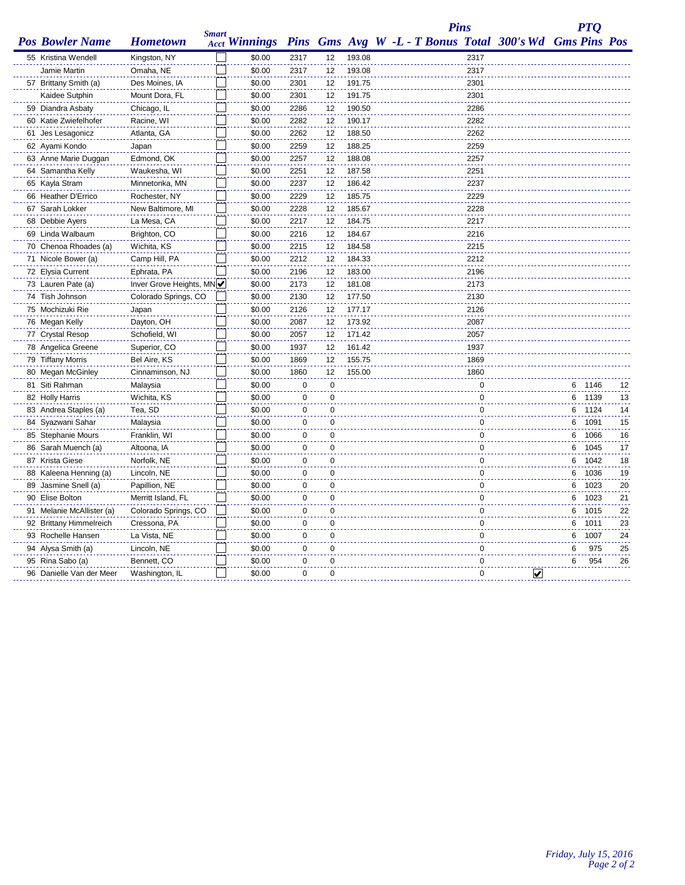| Pos | Bowler Name | Hometown | Smart Acct | Winnings | Pins | Gms | Avg | W - L - T | Bonus Pins | Total | 300's Wd | PTQ Gms | PTQ Pins | PTQ Pos |
|---|---|---|---|---|---|---|---|---|---|---|---|---|---|---|
| 55 | Kristina Wendell | Kingston, NY | ☐ | $0.00 | 2317 | 12 | 193.08 | | | 2317 | | | | |
| | Jamie Martin | Omaha, NE | ☐ | $0.00 | 2317 | 12 | 193.08 | | | 2317 | | | | |
| 57 | Brittany Smith (a) | Des Moines, IA | ☐ | $0.00 | 2301 | 12 | 191.75 | | | 2301 | | | | |
| | Kaidee Sutphin | Mount Dora, FL | ☐ | $0.00 | 2301 | 12 | 191.75 | | | 2301 | | | | |
| 59 | Diandra Asbaty | Chicago, IL | ☐ | $0.00 | 2286 | 12 | 190.50 | | | 2286 | | | | |
| 60 | Katie Zwiefelhofer | Racine, WI | ☐ | $0.00 | 2282 | 12 | 190.17 | | | 2282 | | | | |
| 61 | Jes Lesagonicz | Atlanta, GA | ☐ | $0.00 | 2262 | 12 | 188.50 | | | 2262 | | | | |
| 62 | Ayami Kondo | Japan | ☐ | $0.00 | 2259 | 12 | 188.25 | | | 2259 | | | | |
| 63 | Anne Marie Duggan | Edmond, OK | ☐ | $0.00 | 2257 | 12 | 188.08 | | | 2257 | | | | |
| 64 | Samantha Kelly | Waukesha, WI | ☐ | $0.00 | 2251 | 12 | 187.58 | | | 2251 | | | | |
| 65 | Kayla Stram | Minnetonka, MN | ☐ | $0.00 | 2237 | 12 | 186.42 | | | 2237 | | | | |
| 66 | Heather D'Errico | Rochester, NY | ☐ | $0.00 | 2229 | 12 | 185.75 | | | 2229 | | | | |
| 67 | Sarah Lokker | New Baltimore, MI | ☐ | $0.00 | 2228 | 12 | 185.67 | | | 2228 | | | | |
| 68 | Debbie Ayers | La Mesa, CA | ☐ | $0.00 | 2217 | 12 | 184.75 | | | 2217 | | | | |
| 69 | Linda Walbaum | Brighton, CO | ☐ | $0.00 | 2216 | 12 | 184.67 | | | 2216 | | | | |
| 70 | Chenoa Rhoades (a) | Wichita, KS | ☐ | $0.00 | 2215 | 12 | 184.58 | | | 2215 | | | | |
| 71 | Nicole Bower (a) | Camp Hill, PA | ☐ | $0.00 | 2212 | 12 | 184.33 | | | 2212 | | | | |
| 72 | Elysia Current | Ephrata, PA | ☐ | $0.00 | 2196 | 12 | 183.00 | | | 2196 | | | | |
| 73 | Lauren Pate (a) | Inver Grove Heights, MN | ☑ | $0.00 | 2173 | 12 | 181.08 | | | 2173 | | | | |
| 74 | Tish Johnson | Colorado Springs, CO | ☐ | $0.00 | 2130 | 12 | 177.50 | | | 2130 | | | | |
| 75 | Mochizuki Rie | Japan | ☐ | $0.00 | 2126 | 12 | 177.17 | | | 2126 | | | | |
| 76 | Megan Kelly | Dayton, OH | ☐ | $0.00 | 2087 | 12 | 173.92 | | | 2087 | | | | |
| 77 | Crystal Resop | Schofield, WI | ☐ | $0.00 | 2057 | 12 | 171.42 | | | 2057 | | | | |
| 78 | Angelica Greene | Superior, CO | ☐ | $0.00 | 1937 | 12 | 161.42 | | | 1937 | | | | |
| 79 | Tiffany Morris | Bel Aire, KS | ☐ | $0.00 | 1869 | 12 | 155.75 | | | 1869 | | | | |
| 80 | Megan McGinley | Cinnaminson, NJ | ☐ | $0.00 | 1860 | 12 | 155.00 | | | 1860 | | | | |
| 81 | Siti Rahman | Malaysia | ☐ | $0.00 | 0 | 0 | | | | 0 | | 6 | 1146 | 12 |
| 82 | Holly Harris | Wichita, KS | ☐ | $0.00 | 0 | 0 | | | | 0 | | 6 | 1139 | 13 |
| 83 | Andrea Staples (a) | Tea, SD | ☐ | $0.00 | 0 | 0 | | | | 0 | | 6 | 1124 | 14 |
| 84 | Syazwani Sahar | Malaysia | ☐ | $0.00 | 0 | 0 | | | | 0 | | 6 | 1091 | 15 |
| 85 | Stephanie Mours | Franklin, WI | ☐ | $0.00 | 0 | 0 | | | | 0 | | 6 | 1066 | 16 |
| 86 | Sarah Muench (a) | Altoona, IA | ☐ | $0.00 | 0 | 0 | | | | 0 | | 6 | 1045 | 17 |
| 87 | Krista Giese | Norfolk, NE | ☐ | $0.00 | 0 | 0 | | | | 0 | | 6 | 1042 | 18 |
| 88 | Kaleena Henning (a) | Lincoln, NE | ☐ | $0.00 | 0 | 0 | | | | 0 | | 6 | 1036 | 19 |
| 89 | Jasmine Snell (a) | Papillion, NE | ☐ | $0.00 | 0 | 0 | | | | 0 | | 6 | 1023 | 20 |
| 90 | Elise Bolton | Merritt Island, FL | ☐ | $0.00 | 0 | 0 | | | | 0 | | 6 | 1023 | 21 |
| 91 | Melanie McAllister (a) | Colorado Springs, CO | ☐ | $0.00 | 0 | 0 | | | | 0 | | 6 | 1015 | 22 |
| 92 | Brittany Himmelreich | Cressona, PA | ☐ | $0.00 | 0 | 0 | | | | 0 | | 6 | 1011 | 23 |
| 93 | Rochelle Hansen | La Vista, NE | ☐ | $0.00 | 0 | 0 | | | | 0 | | 6 | 1007 | 24 |
| 94 | Alysa Smith (a) | Lincoln, NE | ☐ | $0.00 | 0 | 0 | | | | 0 | | 6 | 975 | 25 |
| 95 | Rina Sabo (a) | Bennett, CO | ☐ | $0.00 | 0 | 0 | | | | 0 | | 6 | 954 | 26 |
| 96 | Danielle Van der Meer | Washington, IL | ☐ | $0.00 | 0 | 0 | | | | 0 | ☑ | | | |

Friday, July 15, 2016